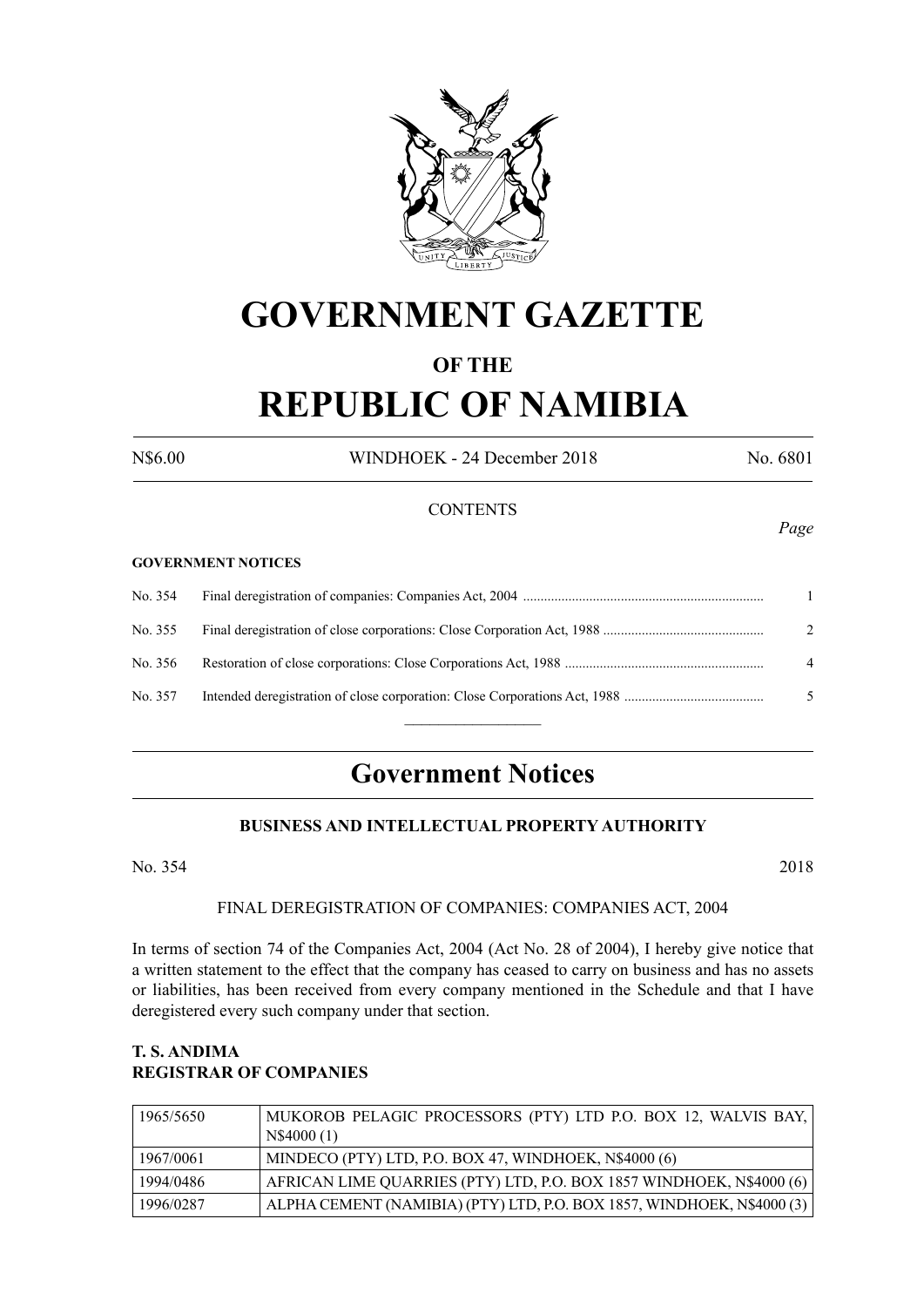# GOVERNMENT GAZETTE

## OF THE

# REPUBLIC OF NAMIBIA

N$6.00 WINDHOEK - 24 December 2018 No. 6801

CONTENTS

*Page*

**GOVERNMENT NOTICES**

| | | |
|---|---|---|
| No. 354 | Final deregistration of companies: Companies Act, 2004 | 1 |
| No. 355 | Final deregistration of close corporations: Close Corporation Act, 1988 | 2 |
| No. 356 | Restoration of close corporations: Close Corporations Act, 1988 | 4 |
| No. 357 | Intended deregistration of close corporation: Close Corporations Act, 1988 | 5 |

## Government Notices

### BUSINESS AND INTELLECTUAL PROPERTY AUTHORITY

No. 354 2018

FINAL DEREGISTRATION OF COMPANIES: COMPANIES ACT, 2004

In terms of section 74 of the Companies Act, 2004 (Act No. 28 of 2004), I hereby give notice that a written statement to the effect that the company has ceased to carry on business and has no assets or liabilities, has been received from every company mentioned in the Schedule and that I have deregistered every such company under that section.

**T. S. ANDIMA**
**REGISTRAR OF COMPANIES**

| | |
|---|---|
| 1965/5650 | MUKOROB PELAGIC PROCESSORS (PTY) LTD P.O. BOX 12, WALVIS BAY, N$4000 (1) |
| 1967/0061 | MINDECO (PTY) LTD, P.O. BOX 47, WINDHOEK, N$4000 (6) |
| 1994/0486 | AFRICAN LIME QUARRIES (PTY) LTD, P.O. BOX 1857 WINDHOEK, N$4000 (6) |
| 1996/0287 | ALPHA CEMENT (NAMIBIA) (PTY) LTD, P.O. BOX 1857, WINDHOEK, N$4000 (3) |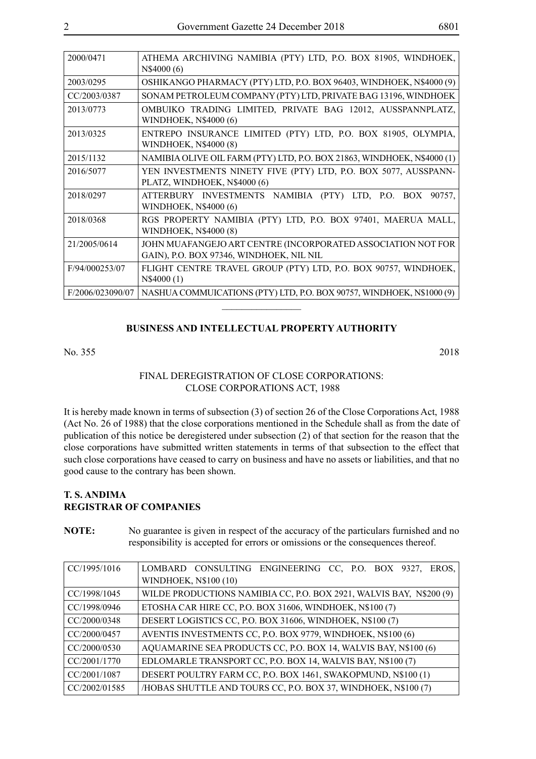| | |
|---|---|
| 2000/0471 | ATHEMA ARCHIVING NAMIBIA (PTY) LTD, P.O. BOX 81905, WINDHOEK, N$4000 (6) |
| 2003/0295 | OSHIKANGO PHARMACY (PTY) LTD, P.O. BOX 96403, WINDHOEK, N$4000 (9) |
| CC/2003/0387 | SONAM PETROLEUM COMPANY (PTY) LTD, PRIVATE BAG 13196, WINDHOEK |
| 2013/0773 | OMBUIKO TRADING LIMITED, PRIVATE BAG 12012, AUSSPANNPLATZ, WINDHOEK, N$4000 (6) |
| 2013/0325 | ENTREPO INSURANCE LIMITED (PTY) LTD, P.O. BOX 81905, OLYMPIA, WINDHOEK, N$4000 (8) |
| 2015/1132 | NAMIBIA OLIVE OIL FARM (PTY) LTD, P.O. BOX 21863, WINDHOEK, N$4000 (1) |
| 2016/5077 | YEN INVESTMENTS NINETY FIVE (PTY) LTD, P.O. BOX 5077, AUSSPANN-PLATZ, WINDHOEK, N$4000 (6) |
| 2018/0297 | ATTERBURY INVESTMENTS NAMIBIA (PTY) LTD, P.O. BOX 90757, WINDHOEK, N$4000 (6) |
| 2018/0368 | RGS PROPERTY NAMIBIA (PTY) LTD, P.O. BOX 97401, MAERUA MALL, WINDHOEK, N$4000 (8) |
| 21/2005/0614 | JOHN MUAFANGEJO ART CENTRE (INCORPORATED ASSOCIATION NOT FOR GAIN), P.O. BOX 97346, WINDHOEK, NIL NIL |
| F/94/000253/07 | FLIGHT CENTRE TRAVEL GROUP (PTY) LTD, P.O. BOX 90757, WINDHOEK, N$4000 (1) |
| F/2006/023090/07 | NASHUA COMMUICATIONS (PTY) LTD, P.O. BOX 90757, WINDHOEK, N$1000 (9) |

## BUSINESS AND INTELLECTUAL PROPERTY AUTHORITY

No. 355 2018

### FINAL DEREGISTRATION OF CLOSE CORPORATIONS: CLOSE CORPORATIONS ACT, 1988

It is hereby made known in terms of subsection (3) of section 26 of the Close Corporations Act, 1988 (Act No. 26 of 1988) that the close corporations mentioned in the Schedule shall as from the date of publication of this notice be deregistered under subsection (2) of that section for the reason that the close corporations have submitted written statements in terms of that subsection to the effect that such close corporations have ceased to carry on business and have no assets or liabilities, and that no good cause to the contrary has been shown.

**T. S. ANDIMA**
**REGISTRAR OF COMPANIES**

**NOTE:** No guarantee is given in respect of the accuracy of the particulars furnished and no responsibility is accepted for errors or omissions or the consequences thereof.

| | |
|---|---|
| CC/1995/1016 | LOMBARD CONSULTING ENGINEERING CC, P.O. BOX 9327, EROS, WINDHOEK, N$100 (10) |
| CC/1998/1045 | WILDE PRODUCTIONS NAMIBIA CC, P.O. BOX 2921, WALVIS BAY, N$200 (9) |
| CC/1998/0946 | ETOSHA CAR HIRE CC, P.O. BOX 31606, WINDHOEK, N$100 (7) |
| CC/2000/0348 | DESERT LOGISTICS CC, P.O. BOX 31606, WINDHOEK, N$100 (7) |
| CC/2000/0457 | AVENTIS INVESTMENTS CC, P.O. BOX 9779, WINDHOEK, N$100 (6) |
| CC/2000/0530 | AQUAMARINE SEA PRODUCTS CC, P.O. BOX 14, WALVIS BAY, N$100 (6) |
| CC/2001/1770 | EDLOMARLE TRANSPORT CC, P.O. BOX 14, WALVIS BAY, N$100 (7) |
| CC/2001/1087 | DESERT POULTRY FARM CC, P.O. BOX 1461, SWAKOPMUND, N$100 (1) |
| CC/2002/01585 | /HOBAS SHUTTLE AND TOURS CC, P.O. BOX 37, WINDHOEK, N$100 (7) |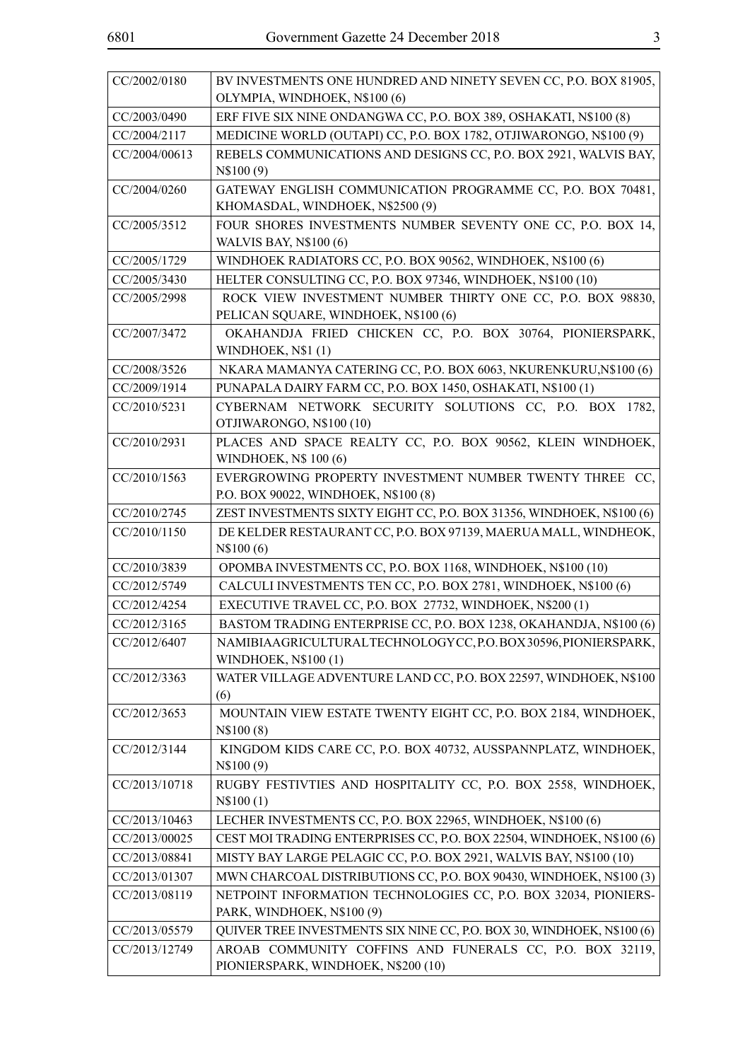| | |
|---|---|
| CC/2002/0180 | BV INVESTMENTS ONE HUNDRED AND NINETY SEVEN CC, P.O. BOX 81905, OLYMPIA, WINDHOEK, N$100 (6) |
| CC/2003/0490 | ERF FIVE SIX NINE ONDANGWA CC, P.O. BOX 389, OSHAKATI, N$100 (8) |
| CC/2004/2117 | MEDICINE WORLD (OUTAPI) CC, P.O. BOX 1782, OTJIWARONGO, N$100 (9) |
| CC/2004/00613 | REBELS COMMUNICATIONS AND DESIGNS CC, P.O. BOX 2921, WALVIS BAY, N$100 (9) |
| CC/2004/0260 | GATEWAY ENGLISH COMMUNICATION PROGRAMME CC, P.O. BOX 70481, KHOMASDAL, WINDHOEK, N$2500 (9) |
| CC/2005/3512 | FOUR SHORES INVESTMENTS NUMBER SEVENTY ONE CC, P.O. BOX 14, WALVIS BAY, N$100 (6) |
| CC/2005/1729 | WINDHOEK RADIATORS CC, P.O. BOX 90562, WINDHOEK, N$100 (6) |
| CC/2005/3430 | HELTER CONSULTING CC, P.O. BOX 97346, WINDHOEK, N$100 (10) |
| CC/2005/2998 | ROCK VIEW INVESTMENT NUMBER THIRTY ONE CC, P.O. BOX 98830, PELICAN SQUARE, WINDHOEK, N$100 (6) |
| CC/2007/3472 | OKAHANDJA FRIED CHICKEN CC, P.O. BOX 30764, PIONIERSPARK, WINDHOEK, N$1 (1) |
| CC/2008/3526 | NKARA MAMANYA CATERING CC, P.O. BOX 6063, NKURENKURU,N$100 (6) |
| CC/2009/1914 | PUNAPALA DAIRY FARM CC, P.O. BOX 1450, OSHAKATI, N$100 (1) |
| CC/2010/5231 | CYBERNAM NETWORK SECURITY SOLUTIONS CC, P.O. BOX 1782, OTJIWARONGO, N$100 (10) |
| CC/2010/2931 | PLACES AND SPACE REALTY CC, P.O. BOX 90562, KLEIN WINDHOEK, WINDHOEK, N$ 100 (6) |
| CC/2010/1563 | EVERGROWING PROPERTY INVESTMENT NUMBER TWENTY THREE CC, P.O. BOX 90022, WINDHOEK, N$100 (8) |
| CC/2010/2745 | ZEST INVESTMENTS SIXTY EIGHT CC, P.O. BOX 31356, WINDHOEK, N$100 (6) |
| CC/2010/1150 | DE KELDER RESTAURANT CC, P.O. BOX 97139, MAERUA MALL, WINDHEOK, N$100 (6) |
| CC/2010/3839 | OPOMBA INVESTMENTS CC, P.O. BOX 1168, WINDHOEK, N$100 (10) |
| CC/2012/5749 | CALCULI INVESTMENTS TEN CC, P.O. BOX 2781, WINDHOEK, N$100 (6) |
| CC/2012/4254 | EXECUTIVE TRAVEL CC, P.O. BOX 27732, WINDHOEK, N$200 (1) |
| CC/2012/3165 | BASTOM TRADING ENTERPRISE CC, P.O. BOX 1238, OKAHANDJA, N$100 (6) |
| CC/2012/6407 | NAMIBIA AGRICULTURAL TECHNOLOGY CC, P.O. BOX 30596, PIONIERSPARK, WINDHOEK, N$100 (1) |
| CC/2012/3363 | WATER VILLAGE ADVENTURE LAND CC, P.O. BOX 22597, WINDHOEK, N$100 (6) |
| CC/2012/3653 | MOUNTAIN VIEW ESTATE TWENTY EIGHT CC, P.O. BOX 2184, WINDHOEK, N$100 (8) |
| CC/2012/3144 | KINGDOM KIDS CARE CC, P.O. BOX 40732, AUSSPANNPLATZ, WINDHOEK, N$100 (9) |
| CC/2013/10718 | RUGBY FESTIVTIES AND HOSPITALITY CC, P.O. BOX 2558, WINDHOEK, N$100 (1) |
| CC/2013/10463 | LECHER INVESTMENTS CC, P.O. BOX 22965, WINDHOEK, N$100 (6) |
| CC/2013/00025 | CEST MOI TRADING ENTERPRISES CC, P.O. BOX 22504, WINDHOEK, N$100 (6) |
| CC/2013/08841 | MISTY BAY LARGE PELAGIC CC, P.O. BOX 2921, WALVIS BAY, N$100 (10) |
| CC/2013/01307 | MWN CHARCOAL DISTRIBUTIONS CC, P.O. BOX 90430, WINDHOEK, N$100 (3) |
| CC/2013/08119 | NETPOINT INFORMATION TECHNOLOGIES CC, P.O. BOX 32034, PIONIERS-PARK, WINDHOEK, N$100 (9) |
| CC/2013/05579 | QUIVER TREE INVESTMENTS SIX NINE CC, P.O. BOX 30, WINDHOEK, N$100 (6) |
| CC/2013/12749 | AROAB COMMUNITY COFFINS AND FUNERALS CC, P.O. BOX 32119, PIONIERSPARK, WINDHOEK, N$200 (10) |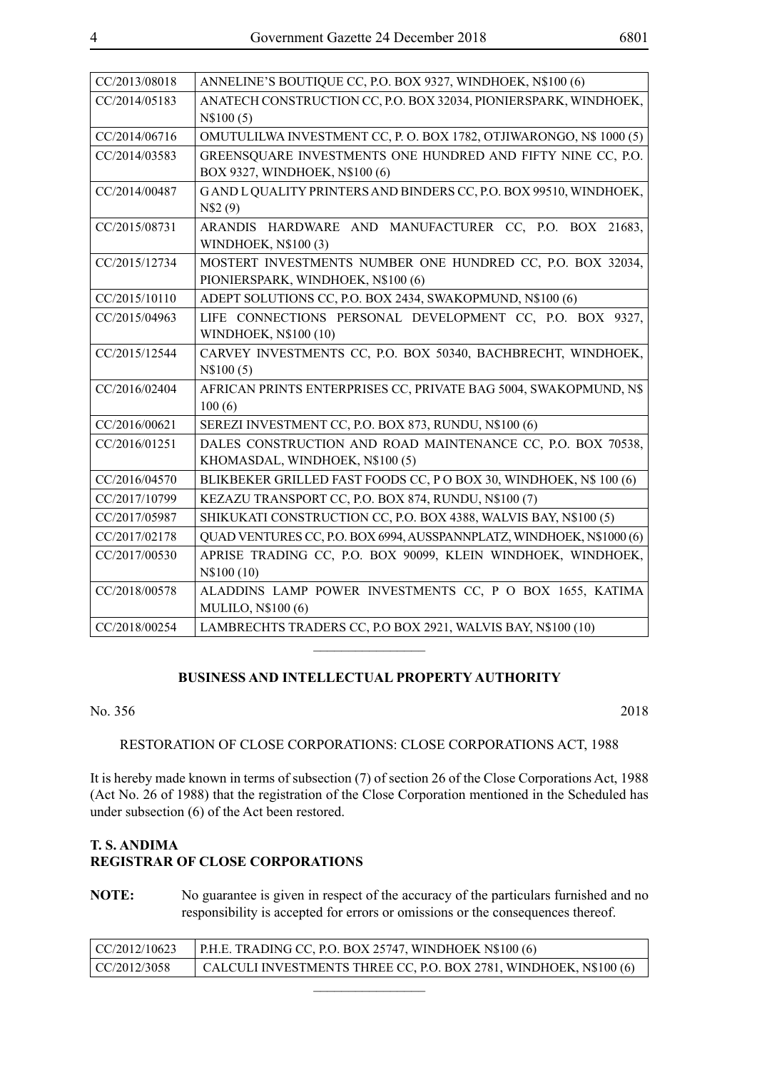| | |
|---|---|
| CC/2013/08018 | ANNELINE'S BOUTIQUE CC, P.O. BOX 9327, WINDHOEK, N$100 (6) |
| CC/2014/05183 | ANATECH CONSTRUCTION CC, P.O. BOX 32034, PIONIERSPARK, WINDHOEK, N$100 (5) |
| CC/2014/06716 | OMUTULILWA INVESTMENT CC, P. O. BOX 1782, OTJIWARONGO, N$ 1000 (5) |
| CC/2014/03583 | GREENSQUARE INVESTMENTS ONE HUNDRED AND FIFTY NINE CC, P.O. BOX 9327, WINDHOEK, N$100 (6) |
| CC/2014/00487 | G AND L QUALITY PRINTERS AND BINDERS CC, P.O. BOX 99510, WINDHOEK, N$2 (9) |
| CC/2015/08731 | ARANDIS HARDWARE AND MANUFACTURER CC, P.O. BOX 21683, WINDHOEK, N$100 (3) |
| CC/2015/12734 | MOSTERT INVESTMENTS NUMBER ONE HUNDRED CC, P.O. BOX 32034, PIONIERSPARK, WINDHOEK, N$100 (6) |
| CC/2015/10110 | ADEPT SOLUTIONS CC, P.O. BOX 2434, SWAKOPMUND, N$100 (6) |
| CC/2015/04963 | LIFE CONNECTIONS PERSONAL DEVELOPMENT CC, P.O. BOX 9327, WINDHOEK, N$100 (10) |
| CC/2015/12544 | CARVEY INVESTMENTS CC, P.O. BOX 50340, BACHBRECHT, WINDHOEK, N$100 (5) |
| CC/2016/02404 | AFRICAN PRINTS ENTERPRISES CC, PRIVATE BAG 5004, SWAKOPMUND, N$ 100 (6) |
| CC/2016/00621 | SEREZI INVESTMENT CC, P.O. BOX 873, RUNDU, N$100 (6) |
| CC/2016/01251 | DALES CONSTRUCTION AND ROAD MAINTENANCE CC, P.O. BOX 70538, KHOMASDAL, WINDHOEK, N$100 (5) |
| CC/2016/04570 | BLIKBEKER GRILLED FAST FOODS CC, P O BOX 30, WINDHOEK, N$ 100 (6) |
| CC/2017/10799 | KEZAZU TRANSPORT CC, P.O. BOX 874, RUNDU, N$100 (7) |
| CC/2017/05987 | SHIKUKATI CONSTRUCTION CC, P.O. BOX 4388, WALVIS BAY, N$100 (5) |
| CC/2017/02178 | QUAD VENTURES CC, P.O. BOX 6994, AUSSPANNPLATZ, WINDHOEK, N$1000 (6) |
| CC/2017/00530 | APRISE TRADING CC, P.O. BOX 90099, KLEIN WINDHOEK, WINDHOEK, N$100 (10) |
| CC/2018/00578 | ALADDINS LAMP POWER INVESTMENTS CC, P O BOX 1655, KATIMA MULILO, N$100 (6) |
| CC/2018/00254 | LAMBRECHTS TRADERS CC, P.O BOX 2921, WALVIS BAY, N$100 (10) |

---

## BUSINESS AND INTELLECTUAL PROPERTY AUTHORITY

No. 356 2018

RESTORATION OF CLOSE CORPORATIONS: CLOSE CORPORATIONS ACT, 1988

It is hereby made known in terms of subsection (7) of section 26 of the Close Corporations Act, 1988 (Act No. 26 of 1988) that the registration of the Close Corporation mentioned in the Scheduled has under subsection (6) of the Act been restored.

**T. S. ANDIMA**
**REGISTRAR OF CLOSE CORPORATIONS**

**NOTE:** No guarantee is given in respect of the accuracy of the particulars furnished and no responsibility is accepted for errors or omissions or the consequences thereof.

| | |
|---|---|
| CC/2012/10623 | P.H.E. TRADING CC, P.O. BOX 25747, WINDHOEK N$100 (6) |
| CC/2012/3058 | CALCULI INVESTMENTS THREE CC, P.O. BOX 2781, WINDHOEK, N$100 (6) |

---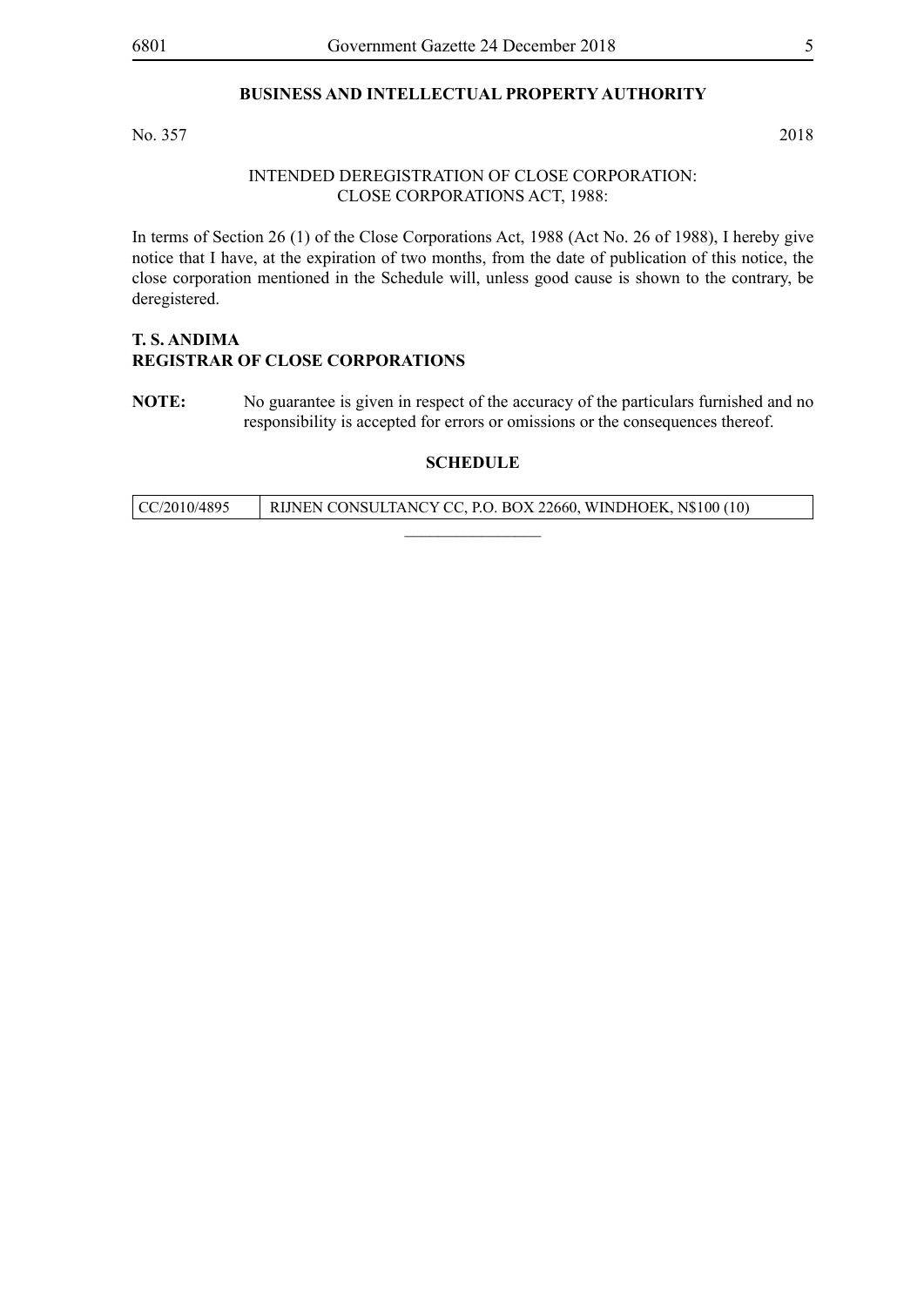## BUSINESS AND INTELLECTUAL PROPERTY AUTHORITY

No. 357 2018

INTENDED DEREGISTRATION OF CLOSE CORPORATION:
CLOSE CORPORATIONS ACT, 1988:

In terms of Section 26 (1) of the Close Corporations Act, 1988 (Act No. 26 of 1988), I hereby give notice that I have, at the expiration of two months, from the date of publication of this notice, the close corporation mentioned in the Schedule will, unless good cause is shown to the contrary, be deregistered.

**T. S. ANDIMA**
**REGISTRAR OF CLOSE CORPORATIONS**

**NOTE:** No guarantee is given in respect of the accuracy of the particulars furnished and no responsibility is accepted for errors or omissions or the consequences thereof.

**SCHEDULE**

| | |
|---|---|
| CC/2010/4895 | RIJNEN CONSULTANCY CC, P.O. BOX 22660, WINDHOEK, N$100 (10) |